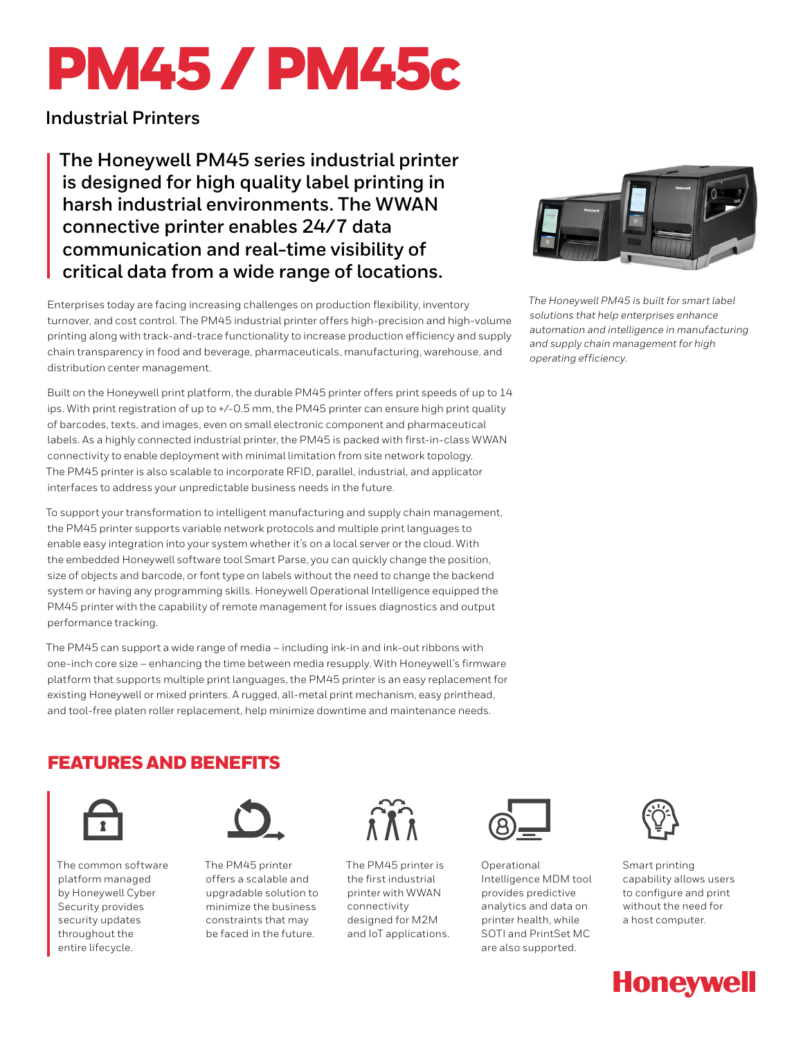# PM45 / PM45c

## Industrial Printers

**The Honeywell PM45 series industrial printer is designed for high quality label printing in harsh industrial environments. The WWAN connective printer enables 24/7 data communication and real-time visibility of critical data from a wide range of locations.**

*The Honeywell PM45 is built for smart label solutions that help enterprises enhance automation and intelligence in manufacturing and supply chain management for high operating efficiency.*

Enterprises today are facing increasing challenges on production flexibility, inventory turnover, and cost control. The PM45 industrial printer offers high-precision and high-volume printing along with track-and-trace functionality to increase production efficiency and supply chain transparency in food and beverage, pharmaceuticals, manufacturing, warehouse, and distribution center management.

Built on the Honeywell print platform, the durable PM45 printer offers print speeds of up to 14 ips. With print registration of up to +/-0.5 mm, the PM45 printer can ensure high print quality of barcodes, texts, and images, even on small electronic component and pharmaceutical labels. As a highly connected industrial printer, the PM45 is packed with first-in-class WWAN connectivity to enable deployment with minimal limitation from site network topology. The PM45 printer is also scalable to incorporate RFID, parallel, industrial, and applicator interfaces to address your unpredictable business needs in the future.

To support your transformation to intelligent manufacturing and supply chain management, the PM45 printer supports variable network protocols and multiple print languages to enable easy integration into your system whether it's on a local server or the cloud. With the embedded Honeywell software tool Smart Parse, you can quickly change the position, size of objects and barcode, or font type on labels without the need to change the backend system or having any programming skills. Honeywell Operational Intelligence equipped the PM45 printer with the capability of remote management for issues diagnostics and output performance tracking.

The PM45 can support a wide range of media – including ink-in and ink-out ribbons with one-inch core size – enhancing the time between media resupply. With Honeywell's firmware platform that supports multiple print languages, the PM45 printer is an easy replacement for existing Honeywell or mixed printers. A rugged, all-metal print mechanism, easy printhead, and tool-free platen roller replacement, help minimize downtime and maintenance needs.

## FEATURES AND BENEFITS

- The common software platform managed by Honeywell Cyber Security provides security updates throughout the entire lifecycle.
- The PM45 printer offers a scalable and upgradable solution to minimize the business constraints that may be faced in the future.
- The PM45 printer is the first industrial printer with WWAN connectivity designed for M2M and IoT applications.
- Operational Intelligence MDM tool provides predictive analytics and data on printer health, while SOTI and PrintSet MC are also supported.
- Smart printing capability allows users to configure and print without the need for a host computer.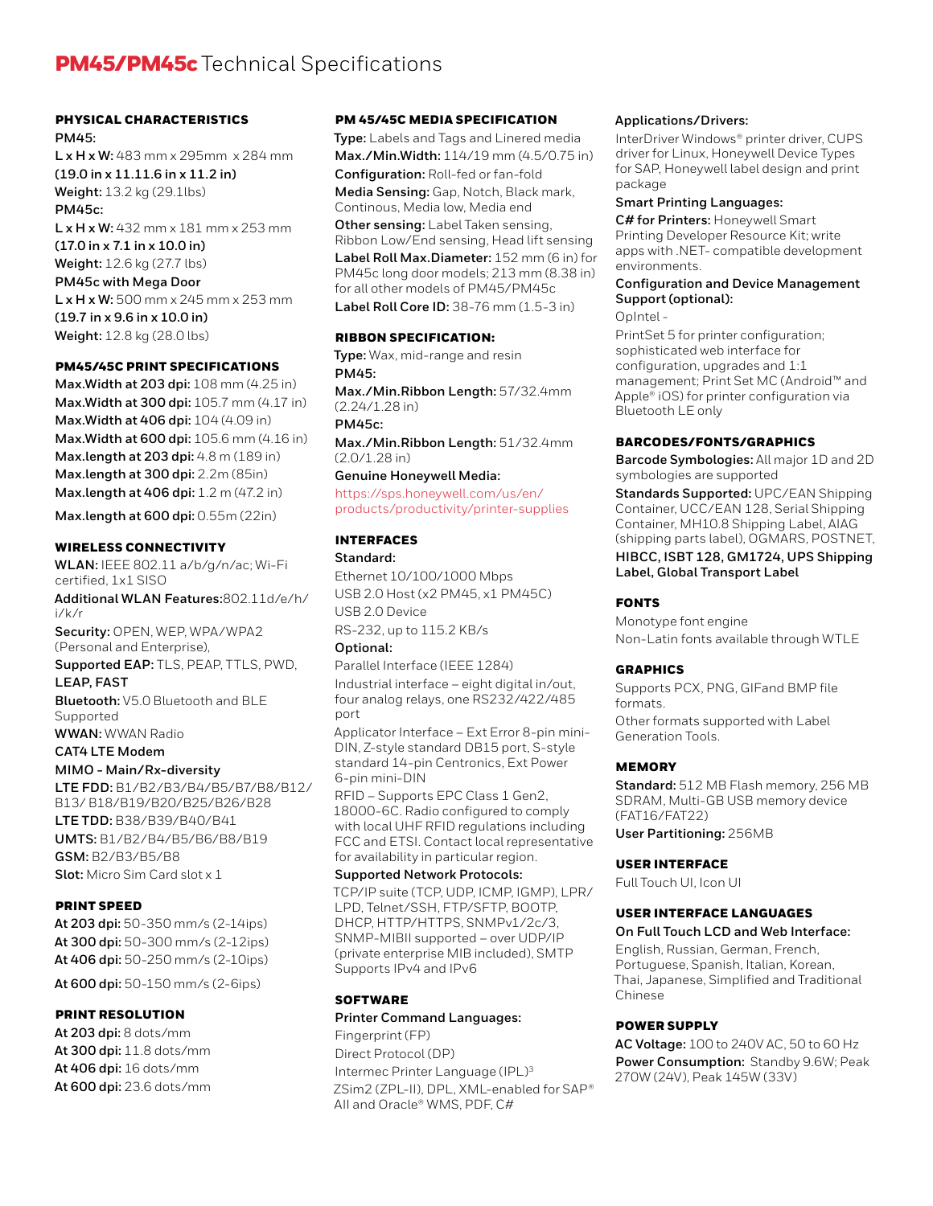# PM45/PM45c Technical Specifications

## PHYSICAL CHARACTERISTICS

**PM45:**

**L x H x W:** 483 mm x 295mm x 284 mm
**(19.0 in x 11.11.6 in x 11.2 in)**
**Weight:** 13.2 kg (29.1lbs)

**PM45c:**

**L x H x W:** 432 mm x 181 mm x 253 mm
**(17.0 in x 7.1 in x 10.0 in)**
**Weight:** 12.6 kg (27.7 lbs)

**PM45c with Mega Door**

**L x H x W:** 500 mm x 245 mm x 253 mm
**(19.7 in x 9.6 in x 10.0 in)**
**Weight:** 12.8 kg (28.0 lbs)

## PM45/45C PRINT SPECIFICATIONS

**Max.Width at 203 dpi:** 108 mm (4.25 in)
**Max.Width at 300 dpi:** 105.7 mm (4.17 in)
**Max.Width at 406 dpi:** 104 (4.09 in)
**Max.Width at 600 dpi:** 105.6 mm (4.16 in)
**Max.length at 203 dpi:** 4.8 m (189 in)
**Max.length at 300 dpi:** 2.2m (85in)
**Max.length at 406 dpi:** 1.2 m (47.2 in)
**Max.length at 600 dpi:** 0.55m (22in)

## WIRELESS CONNECTIVITY

**WLAN:** IEEE 802.11 a/b/g/n/ac; Wi-Fi certified, 1x1 SISO

**Additional WLAN Features:**802.11d/e/h/i/k/r

**Security:** OPEN, WEP, WPA/WPA2 (Personal and Enterprise),

**Supported EAP:** TLS, PEAP, TTLS, PWD, **LEAP, FAST**

**Bluetooth:** V5.0 Bluetooth and BLE Supported

**WWAN:** WWAN Radio

**CAT4 LTE Modem**

**MIMO - Main/Rx-diversity**

**LTE FDD:** B1/B2/B3/B4/B5/B7/B8/B12/B13/ B18/B19/B20/B25/B26/B28

**LTE TDD:** B38/B39/B40/B41

**UMTS:** B1/B2/B4/B5/B6/B8/B19

**GSM:** B2/B3/B5/B8

**Slot:** Micro Sim Card slot x 1

## PRINT SPEED

**At 203 dpi:** 50-350 mm/s (2-14ips)
**At 300 dpi:** 50-300 mm/s (2-12ips)
**At 406 dpi:** 50-250 mm/s (2-10ips)
**At 600 dpi:** 50-150 mm/s (2-6ips)

## PRINT RESOLUTION

**At 203 dpi:** 8 dots/mm
**At 300 dpi:** 11.8 dots/mm
**At 406 dpi:** 16 dots/mm
**At 600 dpi:** 23.6 dots/mm

## PM 45/45C MEDIA SPECIFICATION

**Type:** Labels and Tags and Linered media

**Max./Min.Width:** 114/19 mm (4.5/0.75 in)

**Configuration:** Roll-fed or fan-fold

**Media Sensing:** Gap, Notch, Black mark, Continous, Media low, Media end

**Other sensing:** Label Taken sensing, Ribbon Low/End sensing, Head lift sensing

**Label Roll Max.Diameter:** 152 mm (6 in) for PM45c long door models; 213 mm (8.38 in) for all other models of PM45/PM45c

**Label Roll Core ID:** 38-76 mm (1.5-3 in)

## RIBBON SPECIFICATION:

**Type:** Wax, mid-range and resin

**PM45:**

**Max./Min.Ribbon Length:** 57/32.4mm (2.24/1.28 in)

**PM45c:**

**Max./Min.Ribbon Length:** 51/32.4mm (2.0/1.28 in)

**Genuine Honeywell Media:**
https://sps.honeywell.com/us/en/products/productivity/printer-supplies

## INTERFACES

**Standard:**

Ethernet 10/100/1000 Mbps
USB 2.0 Host (x2 PM45, x1 PM45C)
USB 2.0 Device
RS-232, up to 115.2 KB/s

**Optional:**

Parallel Interface (IEEE 1284)

Industrial interface – eight digital in/out, four analog relays, one RS232/422/485 port

Applicator Interface – Ext Error 8-pin mini-DIN, Z-style standard DB15 port, S-style standard 14-pin Centronics, Ext Power 6-pin mini-DIN

RFID – Supports EPC Class 1 Gen2, 18000-6C. Radio configured to comply with local UHF RFID regulations including FCC and ETSI. Contact local representative for availability in particular region.

**Supported Network Protocols:**

TCP/IP suite (TCP, UDP, ICMP, IGMP), LPR/LPD, Telnet/SSH, FTP/SFTP, BOOTP, DHCP, HTTP/HTTPS, SNMPv1/2c/3, SNMP-MIBII supported – over UDP/IP (private enterprise MIB included), SMTP Supports IPv4 and IPv6

## SOFTWARE

**Printer Command Languages:**

Fingerprint (FP)
Direct Protocol (DP)
Intermec Printer Language (IPL)[3]
ZSim2 (ZPL-II), DPL, XML-enabled for SAP® All and Oracle® WMS, PDF, C#

**Applications/Drivers:**

InterDriver Windows® printer driver, CUPS driver for Linux, Honeywell Device Types for SAP, Honeywell label design and print package

**Smart Printing Languages:**

**C# for Printers:** Honeywell Smart Printing Developer Resource Kit; write apps with .NET- compatible development environments.

**Configuration and Device Management Support (optional):**

OpIntel -

PrintSet 5 for printer configuration; sophisticated web interface for configuration, upgrades and 1:1 management; Print Set MC (Android™ and Apple® iOS) for printer configuration via Bluetooth LE only

## BARCODES/FONTS/GRAPHICS

**Barcode Symbologies:** All major 1D and 2D symbologies are supported

**Standards Supported:** UPC/EAN Shipping Container, UCC/EAN 128, Serial Shipping Container, MH10.8 Shipping Label, AIAG (shipping parts label), OGMARS, POSTNET, **HIBCC, ISBT 128, GM1724, UPS Shipping Label, Global Transport Label**

## FONTS

Monotype font engine
Non-Latin fonts available through WTLE

## GRAPHICS

Supports PCX, PNG, GIFand BMP file formats.

Other formats supported with Label Generation Tools.

## MEMORY

**Standard:** 512 MB Flash memory, 256 MB SDRAM, Multi-GB USB memory device (FAT16/FAT22)

**User Partitioning:** 256MB

## USER INTERFACE

Full Touch UI, Icon UI

## USER INTERFACE LANGUAGES

**On Full Touch LCD and Web Interface:**

English, Russian, German, French, Portuguese, Spanish, Italian, Korean, Thai, Japanese, Simplified and Traditional Chinese

## POWER SUPPLY

**AC Voltage:** 100 to 240V AC, 50 to 60 Hz

**Power Consumption:** Standby 9.6W; Peak 270W (24V), Peak 145W (33V)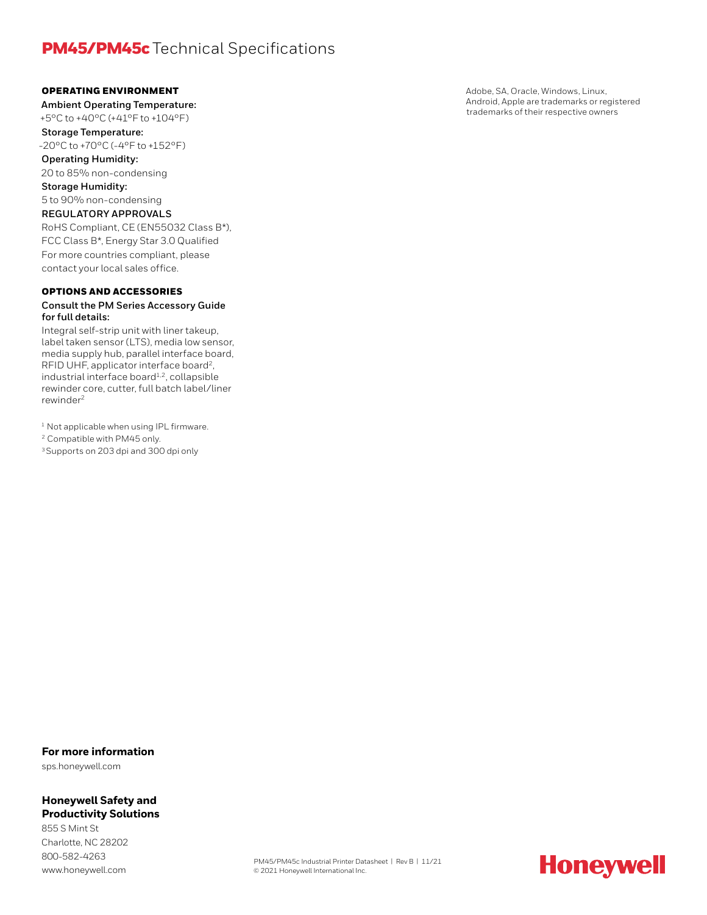# PM45/PM45c Technical Specifications

## OPERATING ENVIRONMENT

**Ambient Operating Temperature:**
+5°C to +40°C (+41°F to +104°F)

**Storage Temperature:**
-20°C to +70°C (-4°F to +152°F)

**Operating Humidity:**
20 to 85% non-condensing

**Storage Humidity:**
5 to 90% non-condensing

**REGULATORY APPROVALS**

RoHS Compliant, CE (EN55032 Class B*), FCC Class B*, Energy Star 3.0 Qualified
For more countries compliant, please contact your local sales office.

## OPTIONS AND ACCESSORIES

**Consult the PM Series Accessory Guide for full details:**

Integral self-strip unit with liner takeup, label taken sensor (LTS), media low sensor, media supply hub, parallel interface board, RFID UHF, applicator interface board[2], industrial interface board[1,2], collapsible rewinder core, cutter, full batch label/liner rewinder[2]

[1] Not applicable when using IPL firmware.

[2] Compatible with PM45 only.

[3] Supports on 203 dpi and 300 dpi only

Adobe, SA, Oracle, Windows, Linux, Android, Apple are trademarks or registered trademarks of their respective owners

**For more information**

sps.honeywell.com

**Honeywell Safety and Productivity Solutions**

855 S Mint St
Charlotte, NC 28202
800-582-4263
www.honeywell.com

PM45/PM45c Industrial Printer Datasheet | Rev B | 11/21
© 2021 Honeywell International Inc.

Honeywell